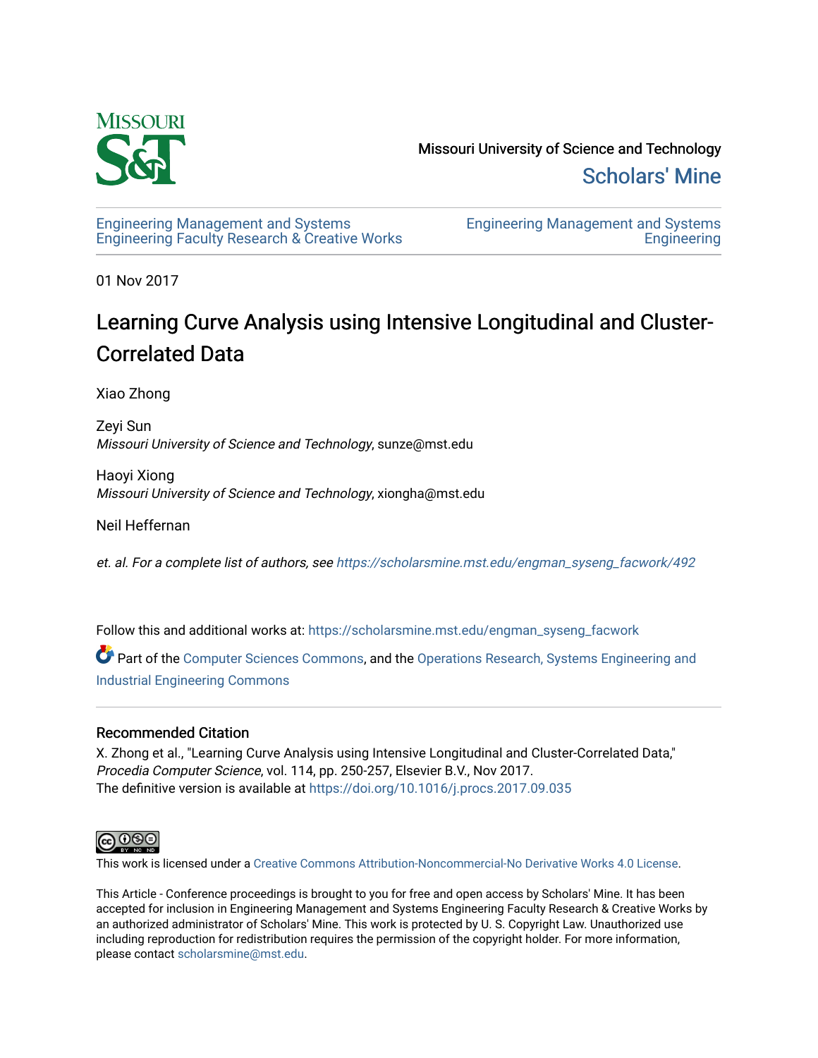Missouri University of Science and Technology

Scholars' Mine

Engineering Management and Systems Engineering Faculty Research & Creative Works

Engineering Management and Systems Engineering

01 Nov 2017

# Learning Curve Analysis using Intensive Longitudinal and Cluster-Correlated Data

Xiao Zhong

Zeyi Sun
*Missouri University of Science and Technology*, sunze@mst.edu

Haoyi Xiong
*Missouri University of Science and Technology*, xiongha@mst.edu

Neil Heffernan

*et. al. For a complete list of authors, see https://scholarsmine.mst.edu/engman_syseng_facwork/492*

Follow this and additional works at: https://scholarsmine.mst.edu/engman_syseng_facwork

Part of the Computer Sciences Commons, and the Operations Research, Systems Engineering and Industrial Engineering Commons

## Recommended Citation

X. Zhong et al., "Learning Curve Analysis using Intensive Longitudinal and Cluster-Correlated Data," *Procedia Computer Science*, vol. 114, pp. 250-257, Elsevier B.V., Nov 2017.
The definitive version is available at https://doi.org/10.1016/j.procs.2017.09.035

This work is licensed under a Creative Commons Attribution-Noncommercial-No Derivative Works 4.0 License.

This Article - Conference proceedings is brought to you for free and open access by Scholars' Mine. It has been accepted for inclusion in Engineering Management and Systems Engineering Faculty Research & Creative Works by an authorized administrator of Scholars' Mine. This work is protected by U. S. Copyright Law. Unauthorized use including reproduction for redistribution requires the permission of the copyright holder. For more information, please contact scholarsmine@mst.edu.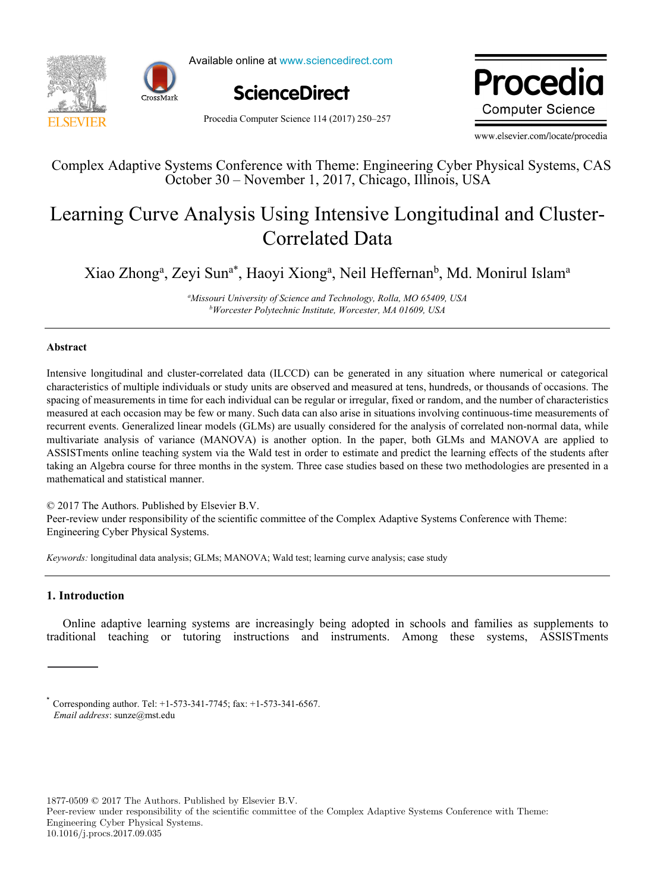Complex Adaptive Systems Conference with Theme: Engineering Cyber Physical Systems, CAS October 30 – November 1, 2017, Chicago, Illinois, USA

# Learning Curve Analysis Using Intensive Longitudinal and Cluster-Correlated Data

Xiao Zhong[a], Zeyi Sun[a*], Haoyi Xiong[a], Neil Heffernan[b], Md. Monirul Islam[a]

[a]*Missouri University of Science and Technology, Rolla, MO 65409, USA*
[b]*Worcester Polytechnic Institute, Worcester, MA 01609, USA*

---

### Abstract

Intensive longitudinal and cluster-correlated data (ILCCD) can be generated in any situation where numerical or categorical characteristics of multiple individuals or study units are observed and measured at tens, hundreds, or thousands of occasions. The spacing of measurements in time for each individual can be regular or irregular, fixed or random, and the number of characteristics measured at each occasion may be few or many. Such data can also arise in situations involving continuous-time measurements of recurrent events. Generalized linear models (GLMs) are usually considered for the analysis of correlated non-normal data, while multivariate analysis of variance (MANOVA) is another option. In the paper, both GLMs and MANOVA are applied to ASSISTments online teaching system via the Wald test in order to estimate and predict the learning effects of the students after taking an Algebra course for three months in the system. Three case studies based on these two methodologies are presented in a mathematical and statistical manner.

© 2017 The Authors. Published by Elsevier B.V.
Peer-review under responsibility of the scientific committee of the Complex Adaptive Systems Conference with Theme: Engineering Cyber Physical Systems.

*Keywords:* longitudinal data analysis; GLMs; MANOVA; Wald test; learning curve analysis; case study

---

## 1. Introduction

Online adaptive learning systems are increasingly being adopted in schools and families as supplements to traditional teaching or tutoring instructions and instruments. Among these systems, ASSISTments

---

[*] Corresponding author. Tel: +1-573-341-7745; fax: +1-573-341-6567.
*Email address*: sunze@mst.edu

1877-0509 © 2017 The Authors. Published by Elsevier B.V.
Peer-review under responsibility of the scientific committee of the Complex Adaptive Systems Conference with Theme: Engineering Cyber Physical Systems.
10.1016/j.procs.2017.09.035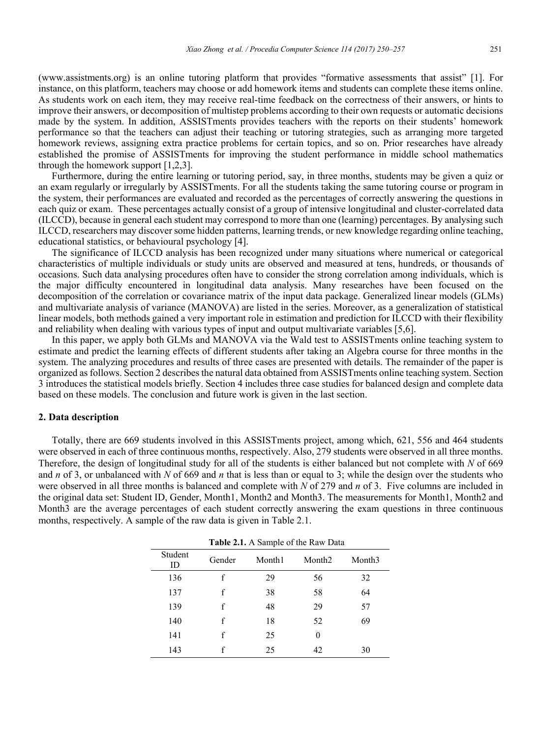(www.assistments.org) is an online tutoring platform that provides "formative assessments that assist" [1]. For instance, on this platform, teachers may choose or add homework items and students can complete these items online. As students work on each item, they may receive real-time feedback on the correctness of their answers, or hints to improve their answers, or decomposition of multistep problems according to their own requests or automatic decisions made by the system. In addition, ASSISTments provides teachers with the reports on their students' homework performance so that the teachers can adjust their teaching or tutoring strategies, such as arranging more targeted homework reviews, assigning extra practice problems for certain topics, and so on. Prior researches have already established the promise of ASSISTments for improving the student performance in middle school mathematics through the homework support [1,2,3].

Furthermore, during the entire learning or tutoring period, say, in three months, students may be given a quiz or an exam regularly or irregularly by ASSISTments. For all the students taking the same tutoring course or program in the system, their performances are evaluated and recorded as the percentages of correctly answering the questions in each quiz or exam. These percentages actually consist of a group of intensive longitudinal and cluster-correlated data (ILCCD), because in general each student may correspond to more than one (learning) percentages. By analysing such ILCCD, researchers may discover some hidden patterns, learning trends, or new knowledge regarding online teaching, educational statistics, or behavioural psychology [4].

The significance of ILCCD analysis has been recognized under many situations where numerical or categorical characteristics of multiple individuals or study units are observed and measured at tens, hundreds, or thousands of occasions. Such data analysing procedures often have to consider the strong correlation among individuals, which is the major difficulty encountered in longitudinal data analysis. Many researches have been focused on the decomposition of the correlation or covariance matrix of the input data package. Generalized linear models (GLMs) and multivariate analysis of variance (MANOVA) are listed in the series. Moreover, as a generalization of statistical linear models, both methods gained a very important role in estimation and prediction for ILCCD with their flexibility and reliability when dealing with various types of input and output multivariate variables [5,6].

In this paper, we apply both GLMs and MANOVA via the Wald test to ASSISTments online teaching system to estimate and predict the learning effects of different students after taking an Algebra course for three months in the system. The analyzing procedures and results of three cases are presented with details. The remainder of the paper is organized as follows. Section 2 describes the natural data obtained from ASSISTments online teaching system. Section 3 introduces the statistical models briefly. Section 4 includes three case studies for balanced design and complete data based on these models. The conclusion and future work is given in the last section.

## 2. Data description

Totally, there are 669 students involved in this ASSISTments project, among which, 621, 556 and 464 students were observed in each of three continuous months, respectively. Also, 279 students were observed in all three months. Therefore, the design of longitudinal study for all of the students is either balanced but not complete with $N$ of 669 and $n$ of 3, or unbalanced with $N$ of 669 and $n$ that is less than or equal to 3; while the design over the students who were observed in all three months is balanced and complete with $N$ of 279 and $n$ of 3. Five columns are included in the original data set: Student ID, Gender, Month1, Month2 and Month3. The measurements for Month1, Month2 and Month3 are the average percentages of each student correctly answering the exam questions in three continuous months, respectively. A sample of the raw data is given in Table 2.1.

**Table 2.1.** A Sample of the Raw Data

| Student ID | Gender | Month1 | Month2 | Month3 |
|---|---|---|---|---|
| 136 | f | 29 | 56 | 32 |
| 137 | f | 38 | 58 | 64 |
| 139 | f | 48 | 29 | 57 |
| 140 | f | 18 | 52 | 69 |
| 141 | f | 25 | 0 | |
| 143 | f | 25 | 42 | 30 |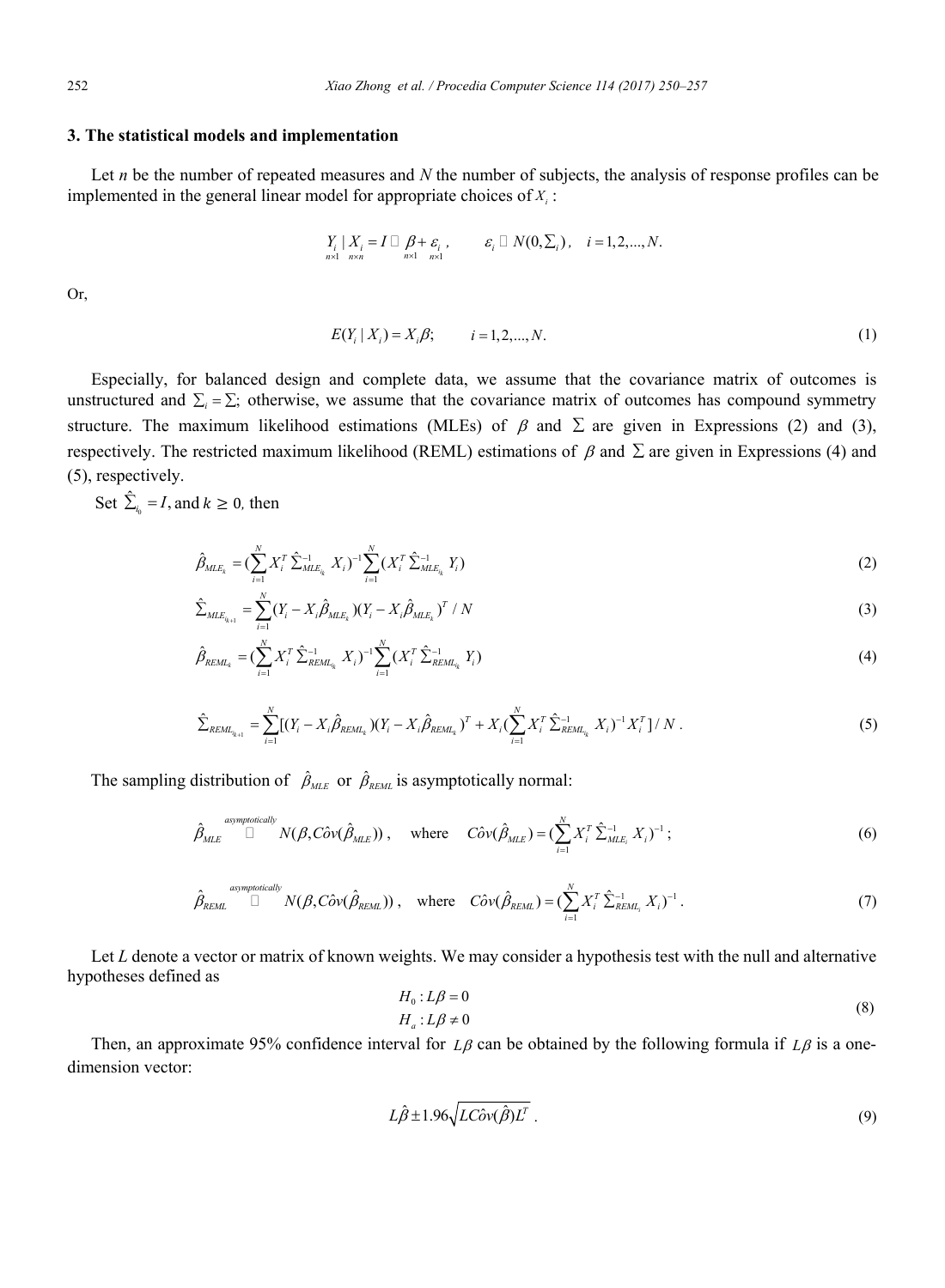## 3. The statistical models and implementation

Let *n* be the number of repeated measures and *N* the number of subjects, the analysis of response profiles can be implemented in the general linear model for appropriate choices of $X_i$ :

$$\underset{n\times 1}{Y_i} \mid \underset{n\times n}{X_i} = I \cdot \underset{n\times 1}{\beta} + \underset{n\times 1}{\varepsilon_i}, \qquad \varepsilon_i \sim N(0, \Sigma_i), \quad i = 1, 2, ..., N.$$

Or,

$$E(Y_i \mid X_i) = X_i \beta; \qquad i = 1, 2, ..., N. \tag{1}$$

Especially, for balanced design and complete data, we assume that the covariance matrix of outcomes is unstructured and $\Sigma_i = \Sigma$; otherwise, we assume that the covariance matrix of outcomes has compound symmetry structure. The maximum likelihood estimations (MLEs) of $\beta$ and $\Sigma$ are given in Expressions (2) and (3), respectively. The restricted maximum likelihood (REML) estimations of $\beta$ and $\Sigma$ are given in Expressions (4) and (5), respectively.

Set $\hat{\Sigma}_{i_0} = I$, and $k \geq 0$, then

$$\hat{\beta}_{MLE_k} = (\sum_{i=1}^{N} X_i^T \hat{\Sigma}_{MLE_{i_k}}^{-1} X_i)^{-1} \sum_{i=1}^{N} (X_i^T \hat{\Sigma}_{MLE_{i_k}}^{-1} Y_i) \tag{2}$$

$$\hat{\Sigma}_{MLE_{i_{k+1}}} = \sum_{i=1}^{N} (Y_i - X_i \hat{\beta}_{MLE_k})(Y_i - X_i \hat{\beta}_{MLE_k})^T / N \tag{3}$$

$$\hat{\beta}_{REML_k} = (\sum_{i=1}^{N} X_i^T \hat{\Sigma}_{REML_{i_k}}^{-1} X_i)^{-1} \sum_{i=1}^{N} (X_i^T \hat{\Sigma}_{REML_{i_k}}^{-1} Y_i) \tag{4}$$

$$\hat{\Sigma}_{REML_{i_{k+1}}} = \sum_{i=1}^{N} [(Y_i - X_i \hat{\beta}_{REML_k})(Y_i - X_i \hat{\beta}_{REML_k})^T + X_i (\sum_{i=1}^{N} X_i^T \hat{\Sigma}_{REML_{i_k}}^{-1} X_i)^{-1} X_i^T] / N . \tag{5}$$

The sampling distribution of $\hat{\beta}_{MLE}$ or $\hat{\beta}_{REML}$ is asymptotically normal:

$$\hat{\beta}_{MLE} \overset{asymptotically}{\sim} N(\beta, \hat{Cov}(\hat{\beta}_{MLE})), \quad \text{where} \quad \hat{Cov}(\hat{\beta}_{MLE}) = (\sum_{i=1}^{N} X_i^T \hat{\Sigma}_{MLE_i}^{-1} X_i)^{-1}; \tag{6}$$

$$\hat{\beta}_{REML} \overset{asymptotically}{\sim} N(\beta, \hat{Cov}(\hat{\beta}_{REML})), \quad \text{where} \quad \hat{Cov}(\hat{\beta}_{REML}) = (\sum_{i=1}^{N} X_i^T \hat{\Sigma}_{REML_i}^{-1} X_i)^{-1}. \tag{7}$$

Let *L* denote a vector or matrix of known weights. We may consider a hypothesis test with the null and alternative hypotheses defined as

$$\begin{aligned} H_0 &: L\beta = 0 \\ H_a &: L\beta \neq 0 \end{aligned} \tag{8}$$

Then, an approximate 95% confidence interval for $L\beta$ can be obtained by the following formula if $L\beta$ is a one-dimension vector:

$$L\hat{\beta} \pm 1.96 \sqrt{L \hat{Cov}(\hat{\beta}) L^T} . \tag{9}$$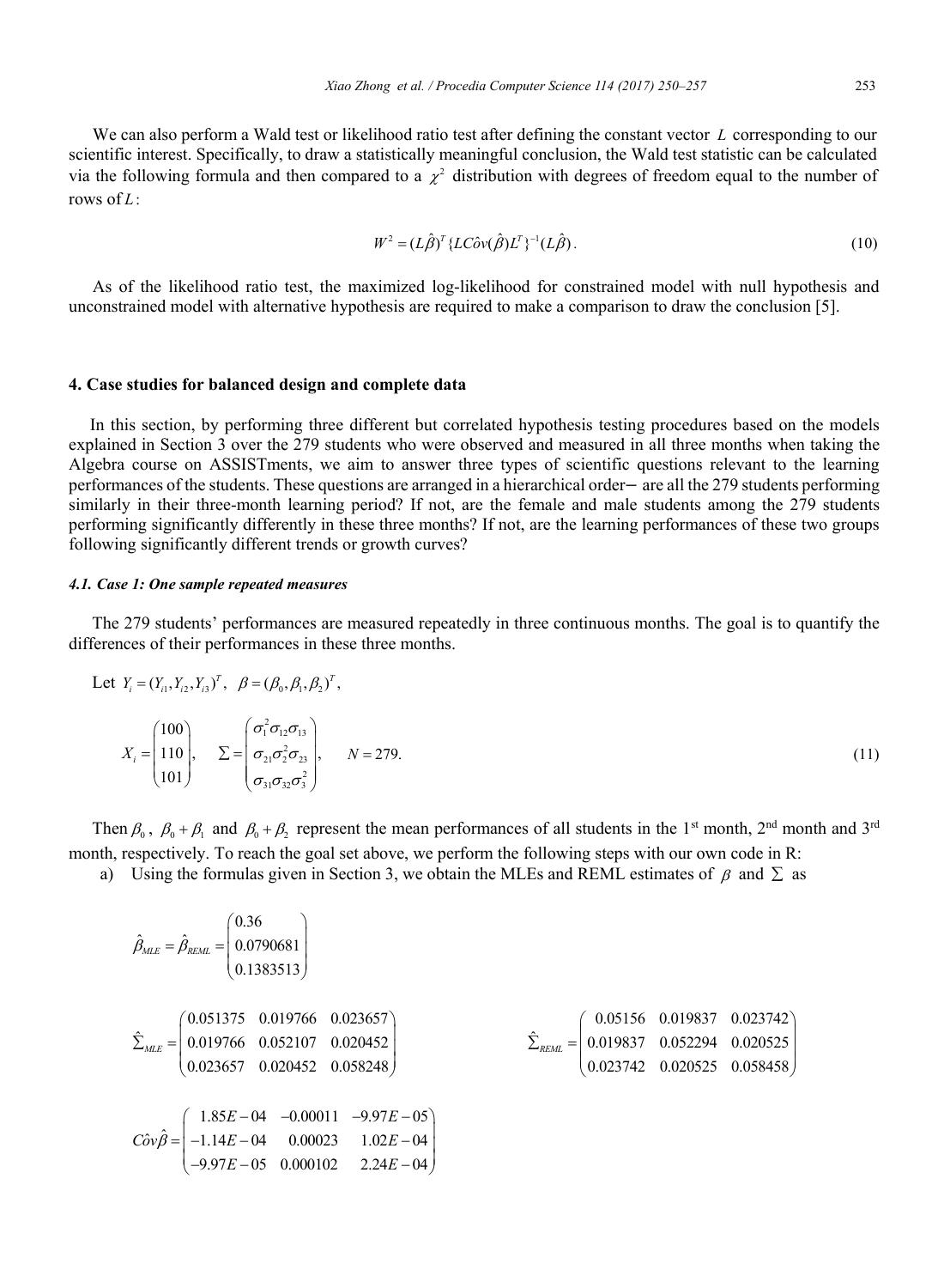We can also perform a Wald test or likelihood ratio test after defining the constant vector $L$ corresponding to our scientific interest. Specifically, to draw a statistically meaningful conclusion, the Wald test statistic can be calculated via the following formula and then compared to a $\chi^2$ distribution with degrees of freedom equal to the number of rows of $L$:

$$W^2 = (L\hat{\beta})^T \{L\hat{Cov}(\hat{\beta})L^T\}^{-1}(L\hat{\beta}). \tag{10}$$

As of the likelihood ratio test, the maximized log-likelihood for constrained model with null hypothesis and unconstrained model with alternative hypothesis are required to make a comparison to draw the conclusion [5].

## 4. Case studies for balanced design and complete data

In this section, by performing three different but correlated hypothesis testing procedures based on the models explained in Section 3 over the 279 students who were observed and measured in all three months when taking the Algebra course on ASSISTments, we aim to answer three types of scientific questions relevant to the learning performances of the students. These questions are arranged in a hierarchical order– are all the 279 students performing similarly in their three-month learning period? If not, are the female and male students among the 279 students performing significantly differently in these three months? If not, are the learning performances of these two groups following significantly different trends or growth curves?

### *4.1. Case 1: One sample repeated measures*

The 279 students' performances are measured repeatedly in three continuous months. The goal is to quantify the differences of their performances in these three months.

Let $Y_i = (Y_{i1}, Y_{i2}, Y_{i3})^T$, $\beta = (\beta_0, \beta_1, \beta_2)^T$,

$$X_i = \begin{pmatrix} 100 \\ 110 \\ 101 \end{pmatrix}, \quad \Sigma = \begin{pmatrix} \sigma_1^2 \sigma_{12} \sigma_{13} \\ \sigma_{21} \sigma_2^2 \sigma_{23} \\ \sigma_{31} \sigma_{32} \sigma_3^2 \end{pmatrix}, \quad N = 279. \tag{11}$$

Then $\beta_0$, $\beta_0 + \beta_1$ and $\beta_0 + \beta_2$ represent the mean performances of all students in the 1st month, 2nd month and 3rd month, respectively. To reach the goal set above, we perform the following steps with our own code in R:

a) Using the formulas given in Section 3, we obtain the MLEs and REML estimates of $\beta$ and $\Sigma$ as

$$\hat{\beta}_{MLE} = \hat{\beta}_{REML} = \begin{pmatrix} 0.36 \\ 0.0790681 \\ 0.1383513 \end{pmatrix}$$

$$\hat{\Sigma}_{MLE} = \begin{pmatrix} 0.051375 & 0.019766 & 0.023657 \\ 0.019766 & 0.052107 & 0.020452 \\ 0.023657 & 0.020452 & 0.058248 \end{pmatrix} \qquad \hat{\Sigma}_{REML} = \begin{pmatrix} 0.05156 & 0.019837 & 0.023742 \\ 0.019837 & 0.052294 & 0.020525 \\ 0.023742 & 0.020525 & 0.058458 \end{pmatrix}$$

$$\hat{Cov}\hat{\beta} = \begin{pmatrix} 1.85E-04 & -0.00011 & -9.97E-05 \\ -1.14E-04 & 0.00023 & 1.02E-04 \\ -9.97E-05 & 0.000102 & 2.24E-04 \end{pmatrix}$$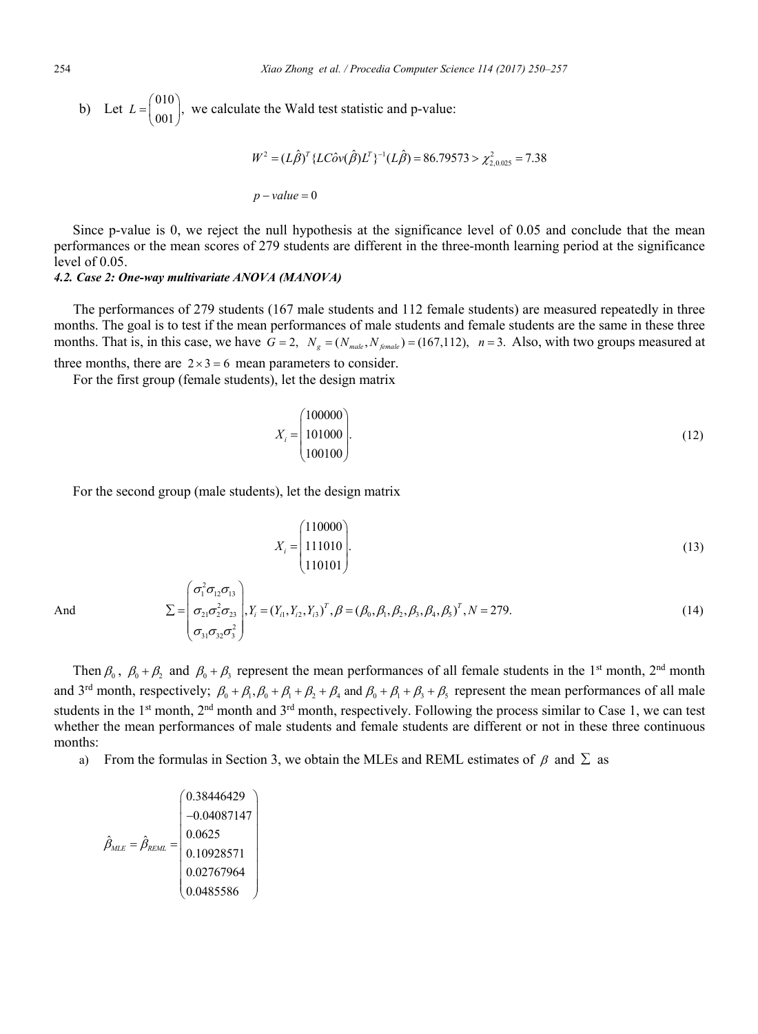b) Let $L = \begin{pmatrix} 010 \\ 001 \end{pmatrix}$, we calculate the Wald test statistic and p-value:

$$W^2 = (L\hat{\beta})^T \{L\hat{Cov}(\hat{\beta})L^T\}^{-1}(L\hat{\beta}) = 86.79573 > \chi^2_{2,0.025} = 7.38$$

$$p - value = 0$$

Since p-value is 0, we reject the null hypothesis at the significance level of 0.05 and conclude that the mean performances or the mean scores of 279 students are different in the three-month learning period at the significance level of 0.05.

#### *4.2. Case 2: One-way multivariate ANOVA (MANOVA)*

The performances of 279 students (167 male students and 112 female students) are measured repeatedly in three months. The goal is to test if the mean performances of male students and female students are the same in these three months. That is, in this case, we have $G = 2,\ N_g = (N_{male}, N_{female}) = (167,112),\ n = 3.$ Also, with two groups measured at three months, there are $2 \times 3 = 6$ mean parameters to consider.

For the first group (female students), let the design matrix

$$X_i = \begin{pmatrix} 100000 \\ 101000 \\ 100100 \end{pmatrix}. \tag{12}$$

For the second group (male students), let the design matrix

$$X_i = \begin{pmatrix} 110000 \\ 111010 \\ 110101 \end{pmatrix}. \tag{13}$$

And

$$\Sigma = \begin{pmatrix} \sigma_1^2 \sigma_{12} \sigma_{13} \\ \sigma_{21} \sigma_2^2 \sigma_{23} \\ \sigma_{31} \sigma_{32} \sigma_3^2 \end{pmatrix}, Y_i = (Y_{i1}, Y_{i2}, Y_{i3})^T, \beta = (\beta_0, \beta_1, \beta_2, \beta_3, \beta_4, \beta_5)^T, N = 279. \tag{14}$$

Then $\beta_0$, $\beta_0 + \beta_2$ and $\beta_0 + \beta_3$ represent the mean performances of all female students in the 1st month, 2nd month and 3rd month, respectively; $\beta_0 + \beta_1, \beta_0 + \beta_1 + \beta_2 + \beta_4$ and $\beta_0 + \beta_1 + \beta_3 + \beta_5$ represent the mean performances of all male students in the 1st month, 2nd month and 3rd month, respectively. Following the process similar to Case 1, we can test whether the mean performances of male students and female students are different or not in these three continuous months:

a) From the formulas in Section 3, we obtain the MLEs and REML estimates of $\beta$ and $\Sigma$ as

$$\hat{\beta}_{MLE} = \hat{\beta}_{REML} = \begin{pmatrix} 0.38446429 \\ -0.04087147 \\ 0.0625 \\ 0.10928571 \\ 0.02767964 \\ 0.0485586 \end{pmatrix}$$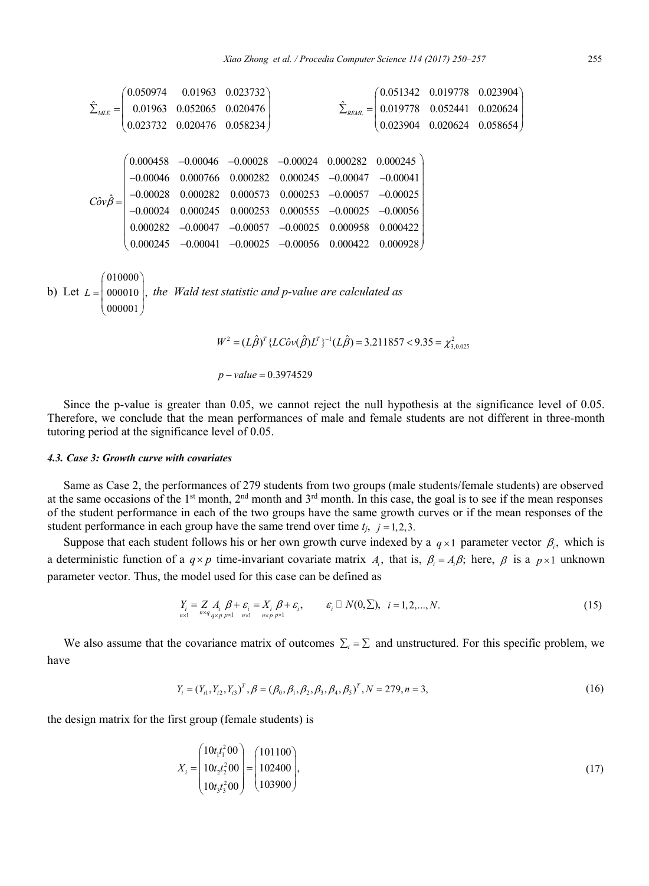$$\hat{\Sigma}_{MLE} = \begin{pmatrix} 0.050974 & 0.01963 & 0.023732 \\ 0.01963 & 0.052065 & 0.020476 \\ 0.023732 & 0.020476 & 0.058234 \end{pmatrix} \qquad \hat{\Sigma}_{REML} = \begin{pmatrix} 0.051342 & 0.019778 & 0.023904 \\ 0.019778 & 0.052441 & 0.020624 \\ 0.023904 & 0.020624 & 0.058654 \end{pmatrix}$$

$$C\hat{o}v\hat{\beta} = \begin{pmatrix} 0.000458 & -0.00046 & -0.00028 & -0.00024 & 0.000282 & 0.000245 \\ -0.00046 & 0.000766 & 0.000282 & 0.000245 & -0.00047 & -0.00041 \\ -0.00028 & 0.000282 & 0.000573 & 0.000253 & -0.00057 & -0.00025 \\ -0.00024 & 0.000245 & 0.000253 & 0.000555 & -0.00025 & -0.00056 \\ 0.000282 & -0.00047 & -0.00057 & -0.00025 & 0.000958 & 0.000422 \\ 0.000245 & -0.00041 & -0.00025 & -0.00056 & 0.000422 & 0.000928 \end{pmatrix}$$

b) Let $L = \begin{pmatrix} 010000 \\ 000010 \\ 000001 \end{pmatrix}$, *the Wald test statistic and p-value are calculated as*

$$W^2 = (L\hat{\beta})^T \{LC\hat{o}v(\hat{\beta})L^T\}^{-1}(L\hat{\beta}) = 3.211857 < 9.35 = \chi^2_{3,0.025}$$

$$p - value = 0.3974529$$

Since the p-value is greater than 0.05, we cannot reject the null hypothesis at the significance level of 0.05. Therefore, we conclude that the mean performances of male and female students are not different in three-month tutoring period at the significance level of 0.05.

### *4.3. Case 3: Growth curve with covariates*

Same as Case 2, the performances of 279 students from two groups (male students/female students) are observed at the same occasions of the 1st month, 2nd month and 3rd month. In this case, the goal is to see if the mean responses of the student performance in each of the two groups have the same growth curves or if the mean responses of the student performance in each group have the same trend over time $t_j$, $j = 1,2,3$.

Suppose that each student follows his or her own growth curve indexed by a $q \times 1$ parameter vector $\beta_i$, which is a deterministic function of a $q \times p$ time-invariant covariate matrix $A_i$, that is, $\beta_i = A_i\beta$; here, $\beta$ is a $p \times 1$ unknown parameter vector. Thus, the model used for this case can be defined as

$$\underset{n\times 1}{Y_i} = \underset{n\times q}{Z}\,\underset{q\times p}{A_i}\,\underset{p\times 1}{\beta} + \underset{n\times 1}{\varepsilon_i} = \underset{n\times p}{X_i}\,\underset{p\times 1}{\beta} + \varepsilon_i, \qquad \varepsilon_i \sim N(0,\Sigma), \ \ i = 1,2,...,N. \tag{15}$$

We also assume that the covariance matrix of outcomes $\Sigma_i = \Sigma$ and unstructured. For this specific problem, we have

$$Y_i = (Y_{i1}, Y_{i2}, Y_{i3})^T, \beta = (\beta_0, \beta_1, \beta_2, \beta_3, \beta_4, \beta_5)^T, N = 279, n = 3, \tag{16}$$

the design matrix for the first group (female students) is

$$X_i = \begin{pmatrix} 10t_1t_1^2 00 \\ 10t_2t_2^2 00 \\ 10t_3t_3^2 00 \end{pmatrix} = \begin{pmatrix} 101100 \\ 102400 \\ 103900 \end{pmatrix}, \tag{17}$$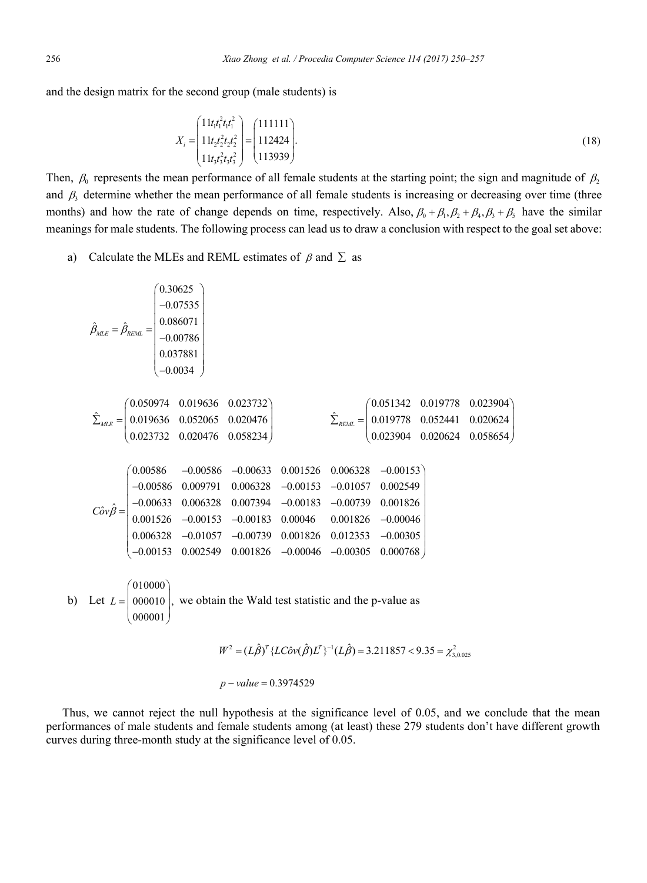and the design matrix for the second group (male students) is

$$X_i = \begin{pmatrix} 11t_1t_1^2t_1t_1^2 \\ 11t_2t_2^2t_2t_2^2 \\ 11t_3t_3^2t_3t_3^2 \end{pmatrix} = \begin{pmatrix} 111111 \\ 112424 \\ 113939 \end{pmatrix}. \tag{18}$$

Then, $\beta_0$ represents the mean performance of all female students at the starting point; the sign and magnitude of $\beta_2$ and $\beta_3$ determine whether the mean performance of all female students is increasing or decreasing over time (three months) and how the rate of change depends on time, respectively. Also, $\beta_0 + \beta_1, \beta_2 + \beta_4, \beta_3 + \beta_5$ have the similar meanings for male students. The following process can lead us to draw a conclusion with respect to the goal set above:

a) Calculate the MLEs and REML estimates of $\beta$ and $\Sigma$ as

$$\hat{\beta}_{MLE} = \hat{\beta}_{REML} = \begin{pmatrix} 0.30625 \\ -0.07535 \\ 0.086071 \\ -0.00786 \\ 0.037881 \\ -0.0034 \end{pmatrix}$$

$$\hat{\Sigma}_{MLE} = \begin{pmatrix} 0.050974 & 0.019636 & 0.023732 \\ 0.019636 & 0.052065 & 0.020476 \\ 0.023732 & 0.020476 & 0.058234 \end{pmatrix} \qquad \hat{\Sigma}_{REML} = \begin{pmatrix} 0.051342 & 0.019778 & 0.023904 \\ 0.019778 & 0.052441 & 0.020624 \\ 0.023904 & 0.020624 & 0.058654 \end{pmatrix}$$

$$C\hat{o}v\hat{\beta} = \begin{pmatrix} 0.00586 & -0.00586 & -0.00633 & 0.001526 & 0.006328 & -0.00153 \\ -0.00586 & 0.009791 & 0.006328 & -0.00153 & -0.01057 & 0.002549 \\ -0.00633 & 0.006328 & 0.007394 & -0.00183 & -0.00739 & 0.001826 \\ 0.001526 & -0.00153 & -0.00183 & 0.00046 & 0.001826 & -0.00046 \\ 0.006328 & -0.01057 & -0.00739 & 0.001826 & 0.012353 & -0.00305 \\ -0.00153 & 0.002549 & 0.001826 & -0.00046 & -0.00305 & 0.000768 \end{pmatrix}$$

b) Let $L = \begin{pmatrix} 010000 \\ 000010 \\ 000001 \end{pmatrix}$, we obtain the Wald test statistic and the p-value as

$$W^2 = (L\hat{\beta})^T \{LC\hat{o}v(\hat{\beta})L^T\}^{-1}(L\hat{\beta}) = 3.211857 < 9.35 = \chi^2_{3,0.025}$$

$$p - value = 0.3974529$$

Thus, we cannot reject the null hypothesis at the significance level of 0.05, and we conclude that the mean performances of male students and female students among (at least) these 279 students don't have different growth curves during three-month study at the significance level of 0.05.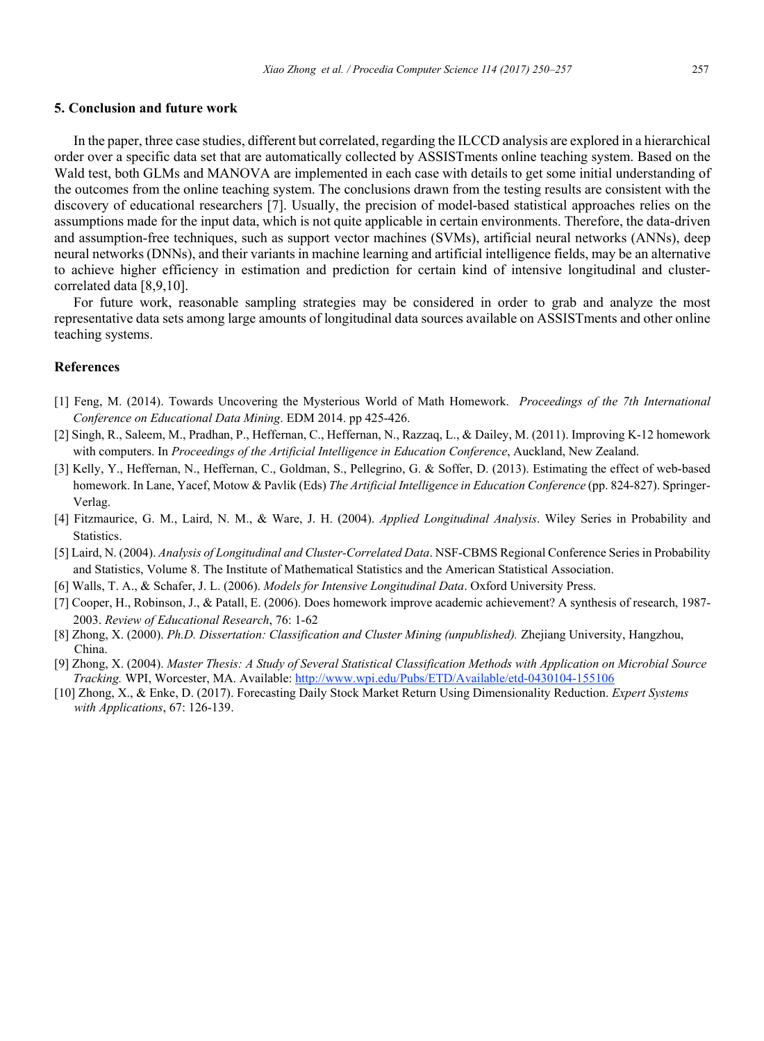## 5. Conclusion and future work

In the paper, three case studies, different but correlated, regarding the ILCCD analysis are explored in a hierarchical order over a specific data set that are automatically collected by ASSISTments online teaching system. Based on the Wald test, both GLMs and MANOVA are implemented in each case with details to get some initial understanding of the outcomes from the online teaching system. The conclusions drawn from the testing results are consistent with the discovery of educational researchers [7]. Usually, the precision of model-based statistical approaches relies on the assumptions made for the input data, which is not quite applicable in certain environments. Therefore, the data-driven and assumption-free techniques, such as support vector machines (SVMs), artificial neural networks (ANNs), deep neural networks (DNNs), and their variants in machine learning and artificial intelligence fields, may be an alternative to achieve higher efficiency in estimation and prediction for certain kind of intensive longitudinal and cluster-correlated data [8,9,10].

For future work, reasonable sampling strategies may be considered in order to grab and analyze the most representative data sets among large amounts of longitudinal data sources available on ASSISTments and other online teaching systems.

## References

[1] Feng, M. (2014). Towards Uncovering the Mysterious World of Math Homework. *Proceedings of the 7th International Conference on Educational Data Mining*. EDM 2014. pp 425-426.

[2] Singh, R., Saleem, M., Pradhan, P., Heffernan, C., Heffernan, N., Razzaq, L., & Dailey, M. (2011). Improving K-12 homework with computers. In *Proceedings of the Artificial Intelligence in Education Conference*, Auckland, New Zealand.

[3] Kelly, Y., Heffernan, N., Heffernan, C., Goldman, S., Pellegrino, G. & Soffer, D. (2013). Estimating the effect of web-based homework. In Lane, Yacef, Motow & Pavlik (Eds) *The Artificial Intelligence in Education Conference* (pp. 824-827). Springer-Verlag.

[4] Fitzmaurice, G. M., Laird, N. M., & Ware, J. H. (2004). *Applied Longitudinal Analysis*. Wiley Series in Probability and Statistics.

[5] Laird, N. (2004). *Analysis of Longitudinal and Cluster-Correlated Data*. NSF-CBMS Regional Conference Series in Probability and Statistics, Volume 8. The Institute of Mathematical Statistics and the American Statistical Association.

[6] Walls, T. A., & Schafer, J. L. (2006). *Models for Intensive Longitudinal Data*. Oxford University Press.

[7] Cooper, H., Robinson, J., & Patall, E. (2006). Does homework improve academic achievement? A synthesis of research, 1987-2003. *Review of Educational Research*, 76: 1-62

[8] Zhong, X. (2000). *Ph.D. Dissertation: Classification and Cluster Mining (unpublished).* Zhejiang University, Hangzhou, China.

[9] Zhong, X. (2004). *Master Thesis: A Study of Several Statistical Classification Methods with Application on Microbial Source Tracking.* WPI, Worcester, MA. Available: http://www.wpi.edu/Pubs/ETD/Available/etd-0430104-155106

[10] Zhong, X., & Enke, D. (2017). Forecasting Daily Stock Market Return Using Dimensionality Reduction. *Expert Systems with Applications*, 67: 126-139.